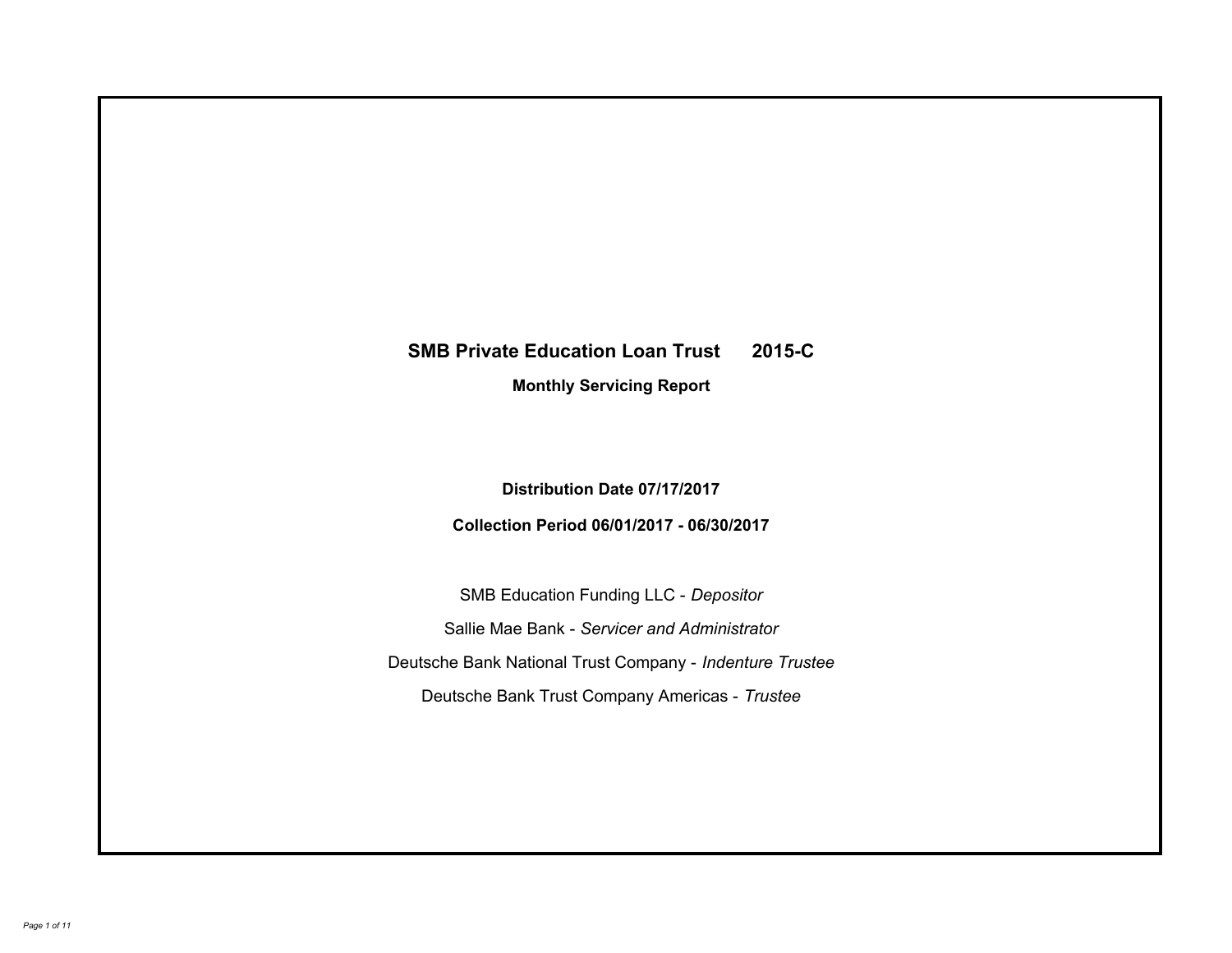# SMB Private Education Loan Trust 2015-C

## Monthly Servicing Report

**Distribution Date 07/17/2017**

**Collection Period 06/01/2017 - 06/30/2017**

SMB Education Funding LLC - *Depositor*

Sallie Mae Bank - *Servicer and Administrator*

Deutsche Bank National Trust Company - *Indenture Trustee*

Deutsche Bank Trust Company Americas - *Trustee*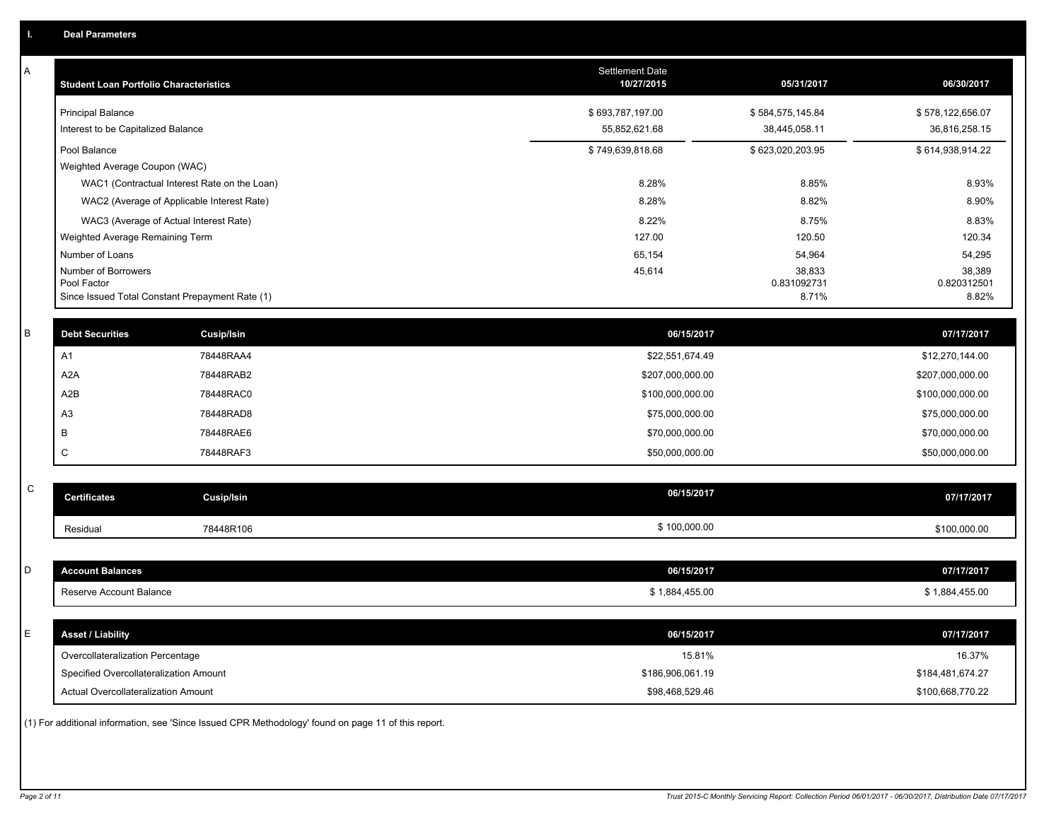# I. Deal Parameters

## A

| Student Loan Portfolio Characteristics | Settlement Date 10/27/2015 | 05/31/2017 | 06/30/2017 |
|---|---|---|---|
| Principal Balance | $ 693,787,197.00 | $ 584,575,145.84 | $ 578,122,656.07 |
| Interest to be Capitalized Balance | 55,852,621.68 | 38,445,058.11 | 36,816,258.15 |
| Pool Balance | $ 749,639,818.68 | $ 623,020,203.95 | $ 614,938,914.22 |
| Weighted Average Coupon (WAC) | | | |
| WAC1 (Contractual Interest Rate on the Loan) | 8.28% | 8.85% | 8.93% |
| WAC2 (Average of Applicable Interest Rate) | 8.28% | 8.82% | 8.90% |
| WAC3 (Average of Actual Interest Rate) | 8.22% | 8.75% | 8.83% |
| Weighted Average Remaining Term | 127.00 | 120.50 | 120.34 |
| Number of Loans | 65,154 | 54,964 | 54,295 |
| Number of Borrowers | 45,614 | 38,833 | 38,389 |
| Pool Factor | | 0.831092731 | 0.820312501 |
| Since Issued Total Constant Prepayment Rate (1) | | 8.71% | 8.82% |

## B

| Debt Securities | Cusip/Isin | 06/15/2017 | 07/17/2017 |
|---|---|---|---|
| A1 | 78448RAA4 | $22,551,674.49 | $12,270,144.00 |
| A2A | 78448RAB2 | $207,000,000.00 | $207,000,000.00 |
| A2B | 78448RAC0 | $100,000,000.00 | $100,000,000.00 |
| A3 | 78448RAD8 | $75,000,000.00 | $75,000,000.00 |
| B | 78448RAE6 | $70,000,000.00 | $70,000,000.00 |
| C | 78448RAF3 | $50,000,000.00 | $50,000,000.00 |

## C

| Certificates | Cusip/Isin | 06/15/2017 | 07/17/2017 |
|---|---|---|---|
| Residual | 78448R106 | $ 100,000.00 | $100,000.00 |

## D

| Account Balances | 06/15/2017 | 07/17/2017 |
|---|---|---|
| Reserve Account Balance | $ 1,884,455.00 | $ 1,884,455.00 |

## E

| Asset / Liability | 06/15/2017 | 07/17/2017 |
|---|---|---|
| Overcollateralization Percentage | 15.81% | 16.37% |
| Specified Overcollateralization Amount | $186,906,061.19 | $184,481,674.27 |
| Actual Overcollateralization Amount | $98,468,529.46 | $100,668,770.22 |

(1) For additional information, see 'Since Issued CPR Methodology' found on page 11 of this report.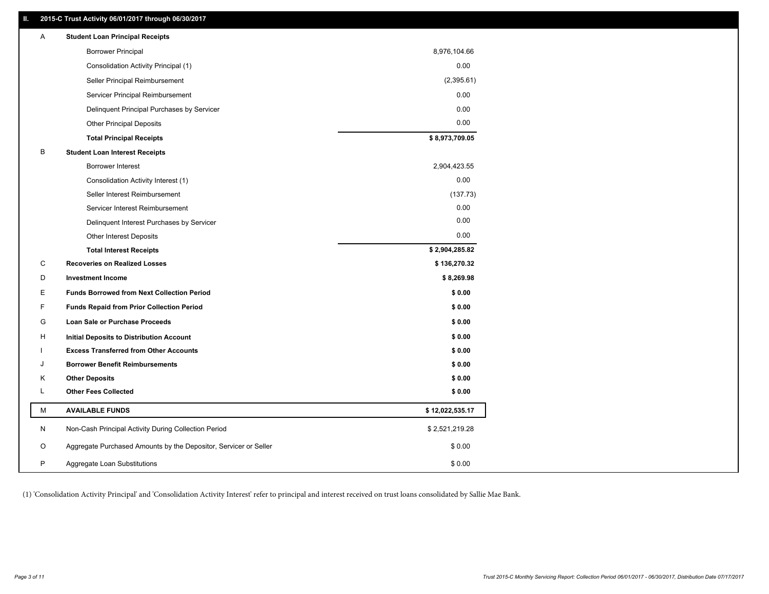## II. 2015-C Trust Activity 06/01/2017 through 06/30/2017

| | | |
|---|---|---|
| A | **Student Loan Principal Receipts** | |
| | Borrower Principal | 8,976,104.66 |
| | Consolidation Activity Principal (1) | 0.00 |
| | Seller Principal Reimbursement | (2,395.61) |
| | Servicer Principal Reimbursement | 0.00 |
| | Delinquent Principal Purchases by Servicer | 0.00 |
| | Other Principal Deposits | 0.00 |
| | **Total Principal Receipts** | **$ 8,973,709.05** |
| B | **Student Loan Interest Receipts** | |
| | Borrower Interest | 2,904,423.55 |
| | Consolidation Activity Interest (1) | 0.00 |
| | Seller Interest Reimbursement | (137.73) |
| | Servicer Interest Reimbursement | 0.00 |
| | Delinquent Interest Purchases by Servicer | 0.00 |
| | Other Interest Deposits | 0.00 |
| | **Total Interest Receipts** | **$ 2,904,285.82** |
| C | **Recoveries on Realized Losses** | **$ 136,270.32** |
| D | **Investment Income** | **$ 8,269.98** |
| E | **Funds Borrowed from Next Collection Period** | **$ 0.00** |
| F | **Funds Repaid from Prior Collection Period** | **$ 0.00** |
| G | **Loan Sale or Purchase Proceeds** | **$ 0.00** |
| H | **Initial Deposits to Distribution Account** | **$ 0.00** |
| I | **Excess Transferred from Other Accounts** | **$ 0.00** |
| J | **Borrower Benefit Reimbursements** | **$ 0.00** |
| K | **Other Deposits** | **$ 0.00** |
| L | **Other Fees Collected** | **$ 0.00** |
| M | **AVAILABLE FUNDS** | **$ 12,022,535.17** |
| N | Non-Cash Principal Activity During Collection Period | $ 2,521,219.28 |
| O | Aggregate Purchased Amounts by the Depositor, Servicer or Seller | $ 0.00 |
| P | Aggregate Loan Substitutions | $ 0.00 |

(1) 'Consolidation Activity Principal' and 'Consolidation Activity Interest' refer to principal and interest received on trust loans consolidated by Sallie Mae Bank.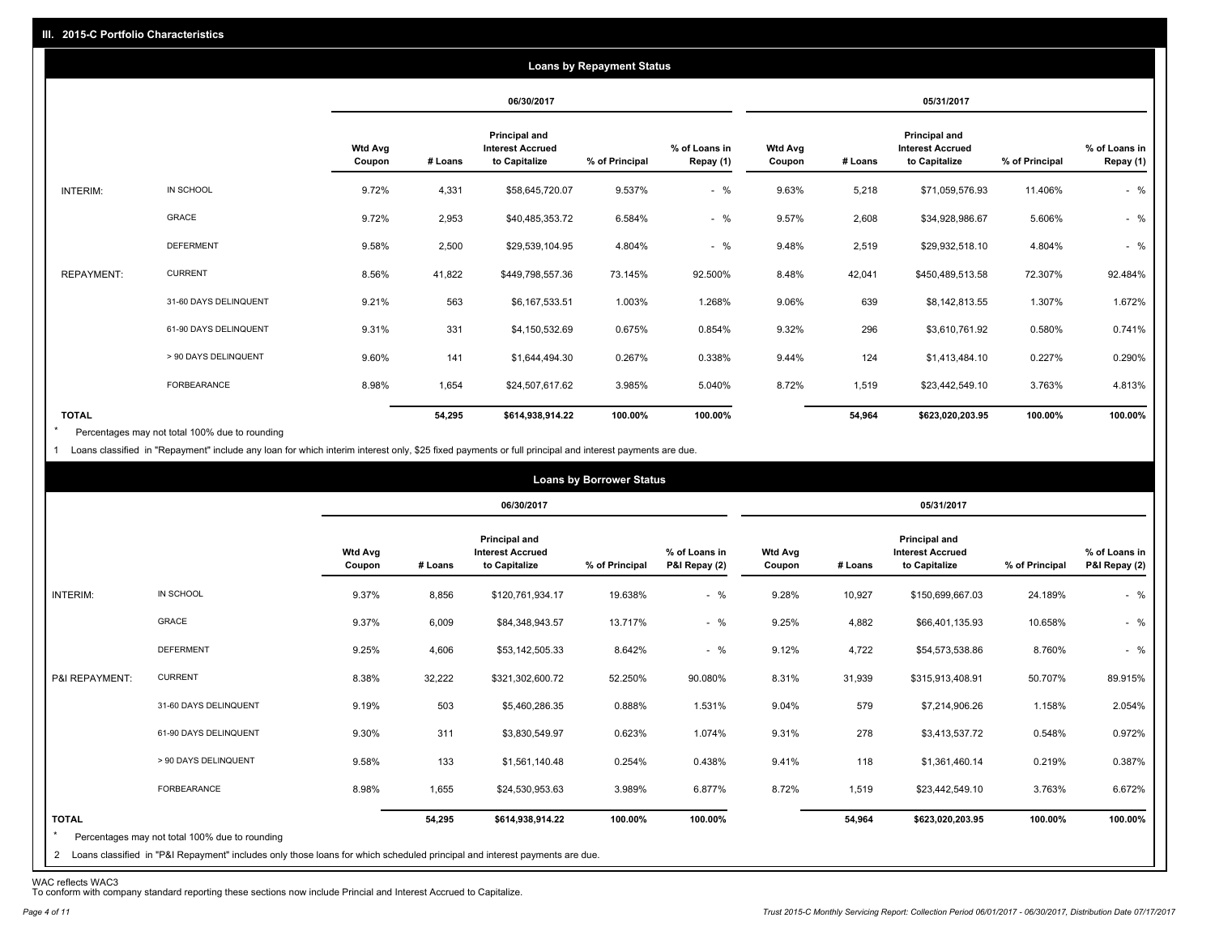## III. 2015-C Portfolio Characteristics

### Loans by Repayment Status

| | | 06/30/2017 | | | | | 05/31/2017 | | | | |
|---|---|---|---|---|---|---|---|---|---|---|---|
| | | Wtd Avg Coupon | # Loans | Principal and Interest Accrued to Capitalize | % of Principal | % of Loans in Repay (1) | Wtd Avg Coupon | # Loans | Principal and Interest Accrued to Capitalize | % of Principal | % of Loans in Repay (1) |
| INTERIM: | IN SCHOOL | 9.72% | 4,331 | $58,645,720.07 | 9.537% | - % | 9.63% | 5,218 | $71,059,576.93 | 11.406% | - % |
| | GRACE | 9.72% | 2,953 | $40,485,353.72 | 6.584% | - % | 9.57% | 2,608 | $34,928,986.67 | 5.606% | - % |
| | DEFERMENT | 9.58% | 2,500 | $29,539,104.95 | 4.804% | - % | 9.48% | 2,519 | $29,932,518.10 | 4.804% | - % |
| REPAYMENT: | CURRENT | 8.56% | 41,822 | $449,798,557.36 | 73.145% | 92.500% | 8.48% | 42,041 | $450,489,513.58 | 72.307% | 92.484% |
| | 31-60 DAYS DELINQUENT | 9.21% | 563 | $6,167,533.51 | 1.003% | 1.268% | 9.06% | 639 | $8,142,813.55 | 1.307% | 1.672% |
| | 61-90 DAYS DELINQUENT | 9.31% | 331 | $4,150,532.69 | 0.675% | 0.854% | 9.32% | 296 | $3,610,761.92 | 0.580% | 0.741% |
| | > 90 DAYS DELINQUENT | 9.60% | 141 | $1,644,494.30 | 0.267% | 0.338% | 9.44% | 124 | $1,413,484.10 | 0.227% | 0.290% |
| | FORBEARANCE | 8.98% | 1,654 | $24,507,617.62 | 3.985% | 5.040% | 8.72% | 1,519 | $23,442,549.10 | 3.763% | 4.813% |
| TOTAL | | | 54,295 | $614,938,914.22 | 100.00% | 100.00% | | 54,964 | $623,020,203.95 | 100.00% | 100.00% |

\* Percentages may not total 100% due to rounding

1 Loans classified in "Repayment" include any loan for which interim interest only, $25 fixed payments or full principal and interest payments are due.

### Loans by Borrower Status

| | | 06/30/2017 | | | | | 05/31/2017 | | | | |
|---|---|---|---|---|---|---|---|---|---|---|---|
| | | Wtd Avg Coupon | # Loans | Principal and Interest Accrued to Capitalize | % of Principal | % of Loans in P&I Repay (2) | Wtd Avg Coupon | # Loans | Principal and Interest Accrued to Capitalize | % of Principal | % of Loans in P&I Repay (2) |
| INTERIM: | IN SCHOOL | 9.37% | 8,856 | $120,761,934.17 | 19.638% | - % | 9.28% | 10,927 | $150,699,667.03 | 24.189% | - % |
| | GRACE | 9.37% | 6,009 | $84,348,943.57 | 13.717% | - % | 9.25% | 4,882 | $66,401,135.93 | 10.658% | - % |
| | DEFERMENT | 9.25% | 4,606 | $53,142,505.33 | 8.642% | - % | 9.12% | 4,722 | $54,573,538.86 | 8.760% | - % |
| P&I REPAYMENT: | CURRENT | 8.38% | 32,222 | $321,302,600.72 | 52.250% | 90.080% | 8.31% | 31,939 | $315,913,408.91 | 50.707% | 89.915% |
| | 31-60 DAYS DELINQUENT | 9.19% | 503 | $5,460,286.35 | 0.888% | 1.531% | 9.04% | 579 | $7,214,906.26 | 1.158% | 2.054% |
| | 61-90 DAYS DELINQUENT | 9.30% | 311 | $3,830,549.97 | 0.623% | 1.074% | 9.31% | 278 | $3,413,537.72 | 0.548% | 0.972% |
| | > 90 DAYS DELINQUENT | 9.58% | 133 | $1,561,140.48 | 0.254% | 0.438% | 9.41% | 118 | $1,361,460.14 | 0.219% | 0.387% |
| | FORBEARANCE | 8.98% | 1,655 | $24,530,953.63 | 3.989% | 6.877% | 8.72% | 1,519 | $23,442,549.10 | 3.763% | 6.672% |
| TOTAL | | | 54,295 | $614,938,914.22 | 100.00% | 100.00% | | 54,964 | $623,020,203.95 | 100.00% | 100.00% |

\* Percentages may not total 100% due to rounding

2 Loans classified in "P&I Repayment" includes only those loans for which scheduled principal and interest payments are due.

WAC reflects WAC3

To conform with company standard reporting these sections now include Princial and Interest Accrued to Capitalize.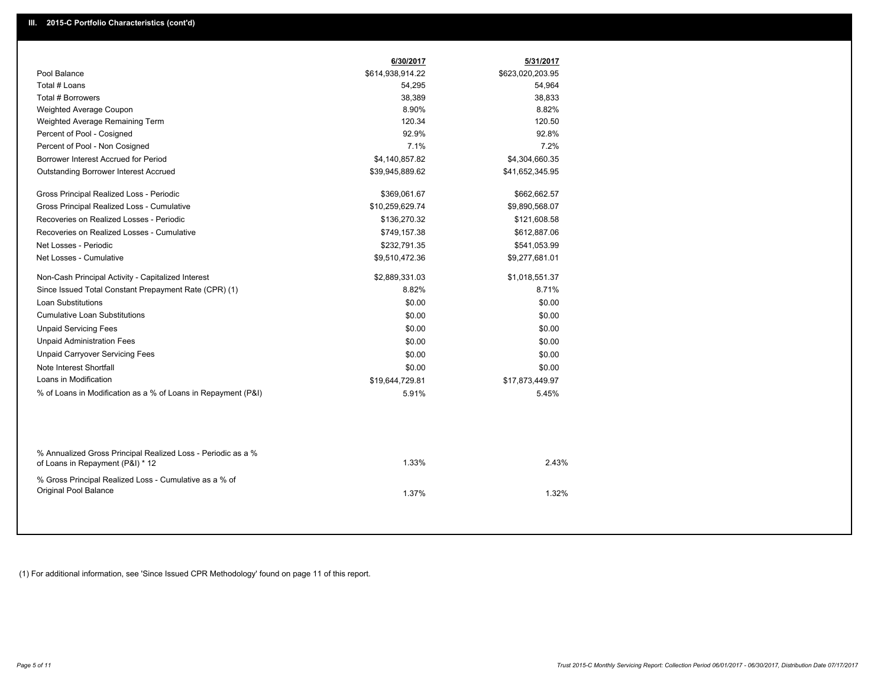## III. 2015-C Portfolio Characteristics (cont'd)

| | 6/30/2017 | 5/31/2017 |
|---|---|---|
| Pool Balance | $614,938,914.22 | $623,020,203.95 |
| Total # Loans | 54,295 | 54,964 |
| Total # Borrowers | 38,389 | 38,833 |
| Weighted Average Coupon | 8.90% | 8.82% |
| Weighted Average Remaining Term | 120.34 | 120.50 |
| Percent of Pool - Cosigned | 92.9% | 92.8% |
| Percent of Pool - Non Cosigned | 7.1% | 7.2% |
| Borrower Interest Accrued for Period | $4,140,857.82 | $4,304,660.35 |
| Outstanding Borrower Interest Accrued | $39,945,889.62 | $41,652,345.95 |
| Gross Principal Realized Loss - Periodic | $369,061.67 | $662,662.57 |
| Gross Principal Realized Loss - Cumulative | $10,259,629.74 | $9,890,568.07 |
| Recoveries on Realized Losses - Periodic | $136,270.32 | $121,608.58 |
| Recoveries on Realized Losses - Cumulative | $749,157.38 | $612,887.06 |
| Net Losses - Periodic | $232,791.35 | $541,053.99 |
| Net Losses - Cumulative | $9,510,472.36 | $9,277,681.01 |
| Non-Cash Principal Activity - Capitalized Interest | $2,889,331.03 | $1,018,551.37 |
| Since Issued Total Constant Prepayment Rate (CPR) (1) | 8.82% | 8.71% |
| Loan Substitutions | $0.00 | $0.00 |
| Cumulative Loan Substitutions | $0.00 | $0.00 |
| Unpaid Servicing Fees | $0.00 | $0.00 |
| Unpaid Administration Fees | $0.00 | $0.00 |
| Unpaid Carryover Servicing Fees | $0.00 | $0.00 |
| Note Interest Shortfall | $0.00 | $0.00 |
| Loans in Modification | $19,644,729.81 | $17,873,449.97 |
| % of Loans in Modification as a % of Loans in Repayment (P&I) | 5.91% | 5.45% |
| % Annualized Gross Principal Realized Loss - Periodic as a % of Loans in Repayment (P&I) * 12 | 1.33% | 2.43% |
| % Gross Principal Realized Loss - Cumulative as a % of Original Pool Balance | 1.37% | 1.32% |

(1) For additional information, see 'Since Issued CPR Methodology' found on page 11 of this report.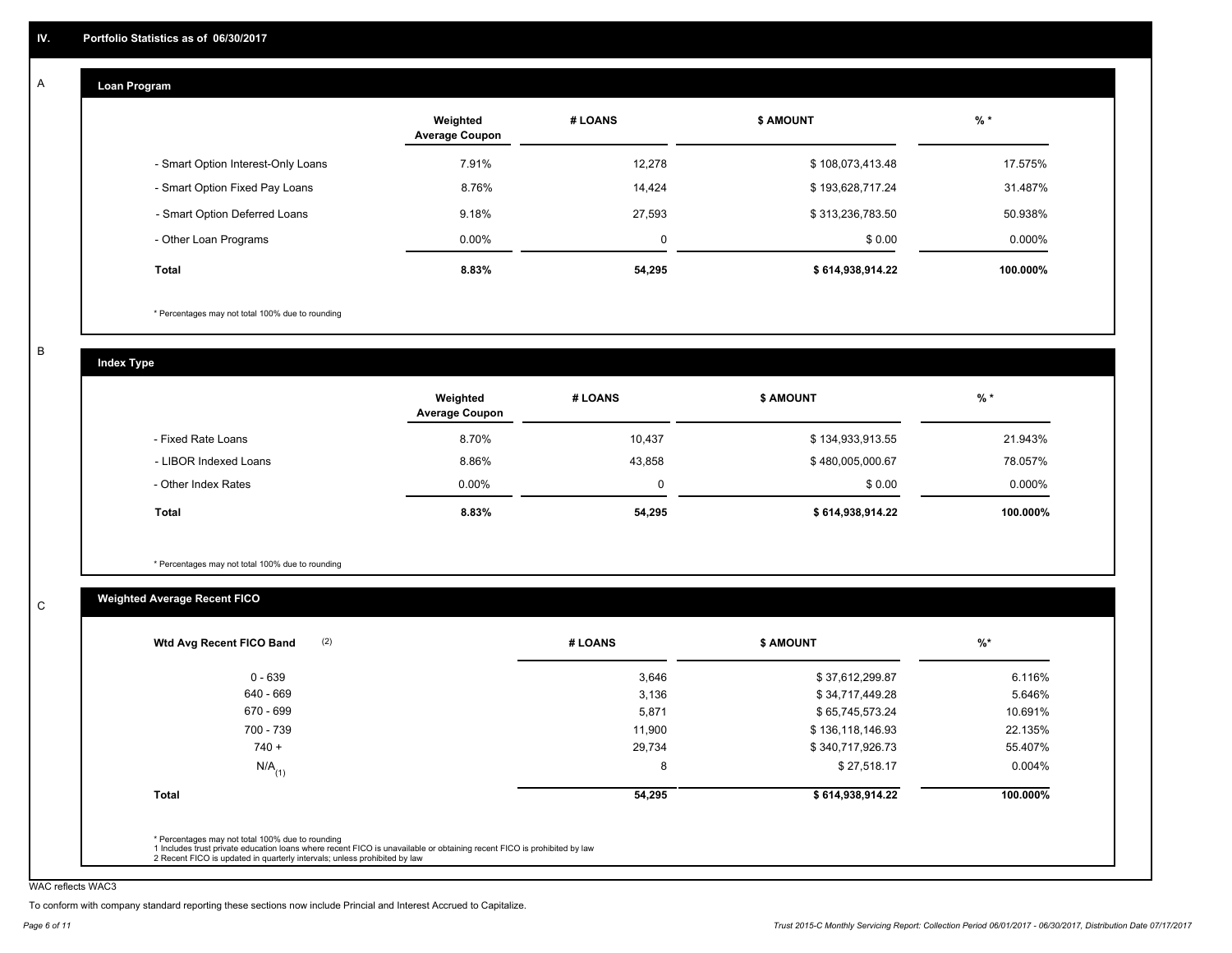## IV. Portfolio Statistics as of 06/30/2017

### A Loan Program

| | Weighted Average Coupon | # LOANS | $ AMOUNT | % * |
|---|---|---|---|---|
| - Smart Option Interest-Only Loans | 7.91% | 12,278 | $ 108,073,413.48 | 17.575% |
| - Smart Option Fixed Pay Loans | 8.76% | 14,424 | $ 193,628,717.24 | 31.487% |
| - Smart Option Deferred Loans | 9.18% | 27,593 | $ 313,236,783.50 | 50.938% |
| - Other Loan Programs | 0.00% | 0 | $ 0.00 | 0.000% |
| **Total** | **8.83%** | **54,295** | **$ 614,938,914.22** | **100.000%** |

* Percentages may not total 100% due to rounding

### B Index Type

| | Weighted Average Coupon | # LOANS | $ AMOUNT | % * |
|---|---|---|---|---|
| - Fixed Rate Loans | 8.70% | 10,437 | $ 134,933,913.55 | 21.943% |
| - LIBOR Indexed Loans | 8.86% | 43,858 | $ 480,005,000.67 | 78.057% |
| - Other Index Rates | 0.00% | 0 | $ 0.00 | 0.000% |
| **Total** | **8.83%** | **54,295** | **$ 614,938,914.22** | **100.000%** |

* Percentages may not total 100% due to rounding

### C Weighted Average Recent FICO

| Wtd Avg Recent FICO Band (2) | # LOANS | $ AMOUNT | %* |
|---|---|---|---|
| 0 - 639 | 3,646 | $ 37,612,299.87 | 6.116% |
| 640 - 669 | 3,136 | $ 34,717,449.28 | 5.646% |
| 670 - 699 | 5,871 | $ 65,745,573.24 | 10.691% |
| 700 - 739 | 11,900 | $ 136,118,146.93 | 22.135% |
| 740 + | 29,734 | $ 340,717,926.73 | 55.407% |
| N/A (1) | 8 | $ 27,518.17 | 0.004% |
| **Total** | **54,295** | **$ 614,938,914.22** | **100.000%** |

* Percentages may not total 100% due to rounding
1 Includes trust private education loans where recent FICO is unavailable or obtaining recent FICO is prohibited by law
2 Recent FICO is updated in quarterly intervals; unless prohibited by law

WAC reflects WAC3

To conform with company standard reporting these sections now include Princial and Interest Accrued to Capitalize.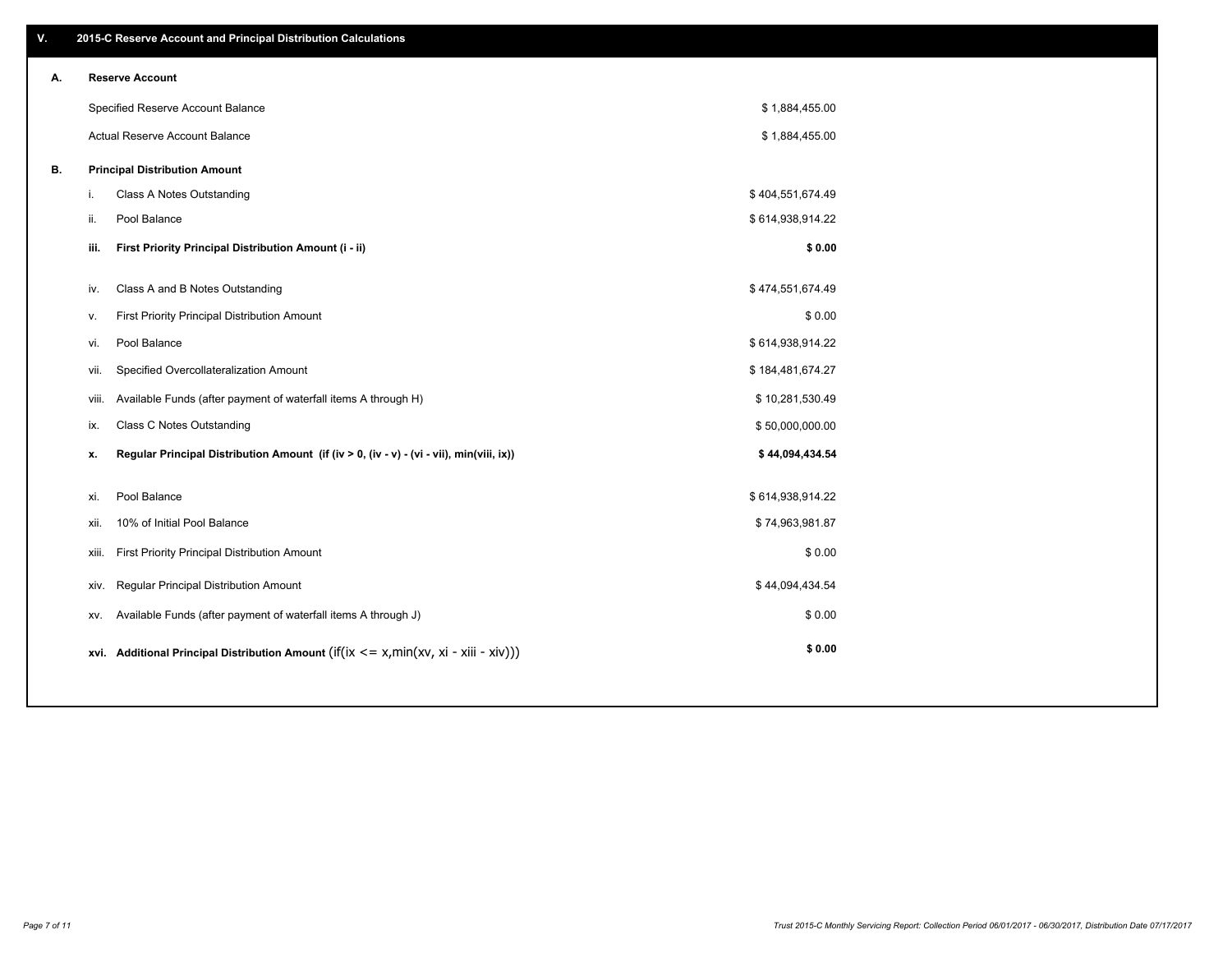## V. 2015-C Reserve Account and Principal Distribution Calculations

| | | | |
|---|---|---|---|
| **A.** | **Reserve Account** | | |
| | Specified Reserve Account Balance | | $ 1,884,455.00 |
| | Actual Reserve Account Balance | | $ 1,884,455.00 |
| **B.** | **Principal Distribution Amount** | | |
| | i. | Class A Notes Outstanding | $ 404,551,674.49 |
| | ii. | Pool Balance | $ 614,938,914.22 |
| | **iii.** | **First Priority Principal Distribution Amount (i - ii)** | **$ 0.00** |
| | iv. | Class A and B Notes Outstanding | $ 474,551,674.49 |
| | v. | First Priority Principal Distribution Amount | $ 0.00 |
| | vi. | Pool Balance | $ 614,938,914.22 |
| | vii. | Specified Overcollateralization Amount | $ 184,481,674.27 |
| | viii. | Available Funds (after payment of waterfall items A through H) | $ 10,281,530.49 |
| | ix. | Class C Notes Outstanding | $ 50,000,000.00 |
| | **x.** | **Regular Principal Distribution Amount (if (iv > 0, (iv - v) - (vi - vii), min(viii, ix))** | **$ 44,094,434.54** |
| | xi. | Pool Balance | $ 614,938,914.22 |
| | xii. | 10% of Initial Pool Balance | $ 74,963,981.87 |
| | xiii. | First Priority Principal Distribution Amount | $ 0.00 |
| | xiv. | Regular Principal Distribution Amount | $ 44,094,434.54 |
| | xv. | Available Funds (after payment of waterfall items A through J) | $ 0.00 |
| | **xvi.** | **Additional Principal Distribution Amount** (if(ix <= x,min(xv, xi - xiii - xiv))) | **$ 0.00** |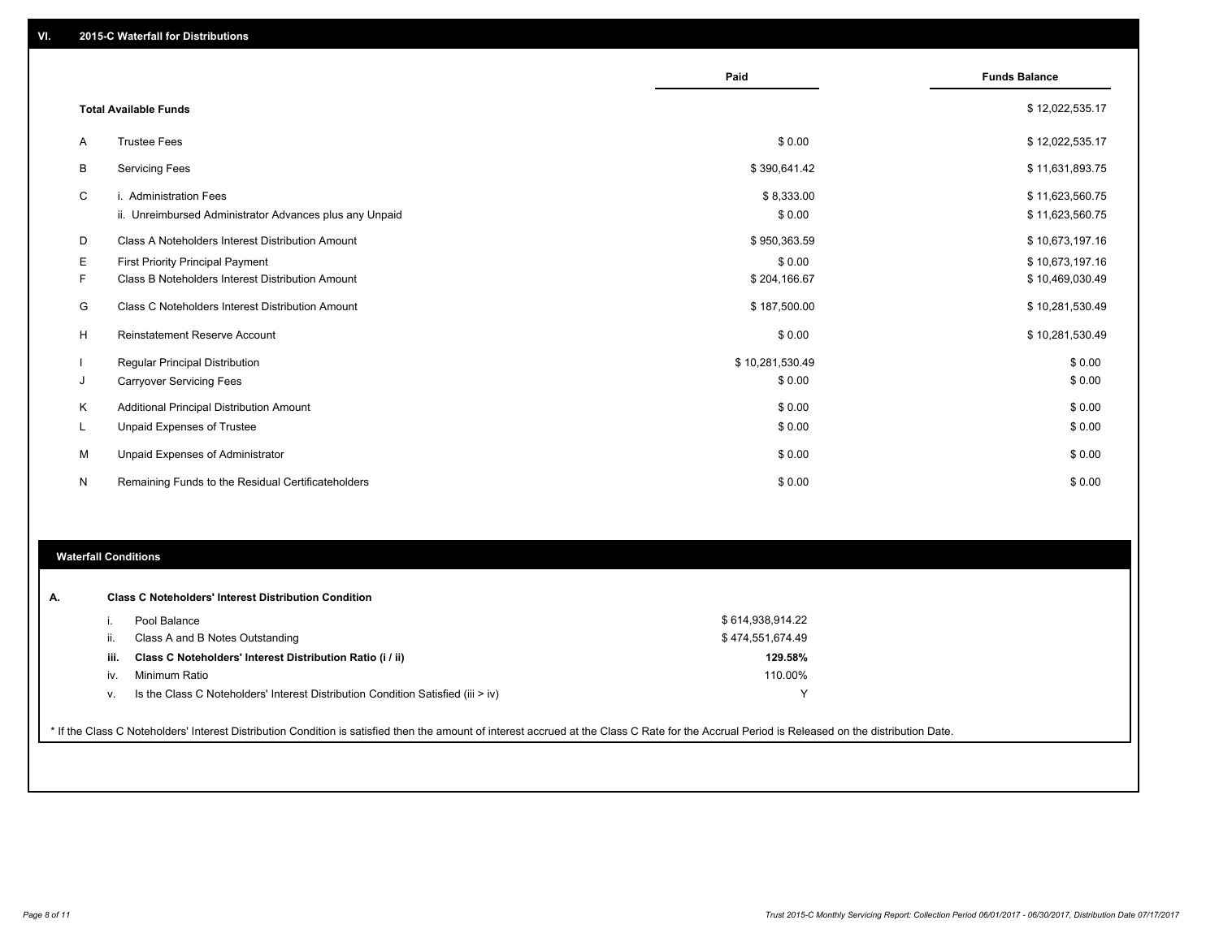## VI. 2015-C Waterfall for Distributions

| | | Paid | Funds Balance |
|---|---|---|---|
| | **Total Available Funds** | | $ 12,022,535.17 |
| A | Trustee Fees | $ 0.00 | $ 12,022,535.17 |
| B | Servicing Fees | $ 390,641.42 | $ 11,631,893.75 |
| C | i. Administration Fees | $ 8,333.00 | $ 11,623,560.75 |
| | ii. Unreimbursed Administrator Advances plus any Unpaid | $ 0.00 | $ 11,623,560.75 |
| D | Class A Noteholders Interest Distribution Amount | $ 950,363.59 | $ 10,673,197.16 |
| E | First Priority Principal Payment | $ 0.00 | $ 10,673,197.16 |
| F | Class B Noteholders Interest Distribution Amount | $ 204,166.67 | $ 10,469,030.49 |
| G | Class C Noteholders Interest Distribution Amount | $ 187,500.00 | $ 10,281,530.49 |
| H | Reinstatement Reserve Account | $ 0.00 | $ 10,281,530.49 |
| I | Regular Principal Distribution | $ 10,281,530.49 | $ 0.00 |
| J | Carryover Servicing Fees | $ 0.00 | $ 0.00 |
| K | Additional Principal Distribution Amount | $ 0.00 | $ 0.00 |
| L | Unpaid Expenses of Trustee | $ 0.00 | $ 0.00 |
| M | Unpaid Expenses of Administrator | $ 0.00 | $ 0.00 |
| N | Remaining Funds to the Residual Certificateholders | $ 0.00 | $ 0.00 |

## Waterfall Conditions

**A. Class C Noteholders' Interest Distribution Condition**

| | | |
|---|---|---|
| i. | Pool Balance | $ 614,938,914.22 |
| ii. | Class A and B Notes Outstanding | $ 474,551,674.49 |
| **iii.** | **Class C Noteholders' Interest Distribution Ratio (i / ii)** | **129.58%** |
| iv. | Minimum Ratio | 110.00% |
| v. | Is the Class C Noteholders' Interest Distribution Condition Satisfied (iii > iv) | Y |

* If the Class C Noteholders' Interest Distribution Condition is satisfied then the amount of interest accrued at the Class C Rate for the Accrual Period is Released on the distribution Date.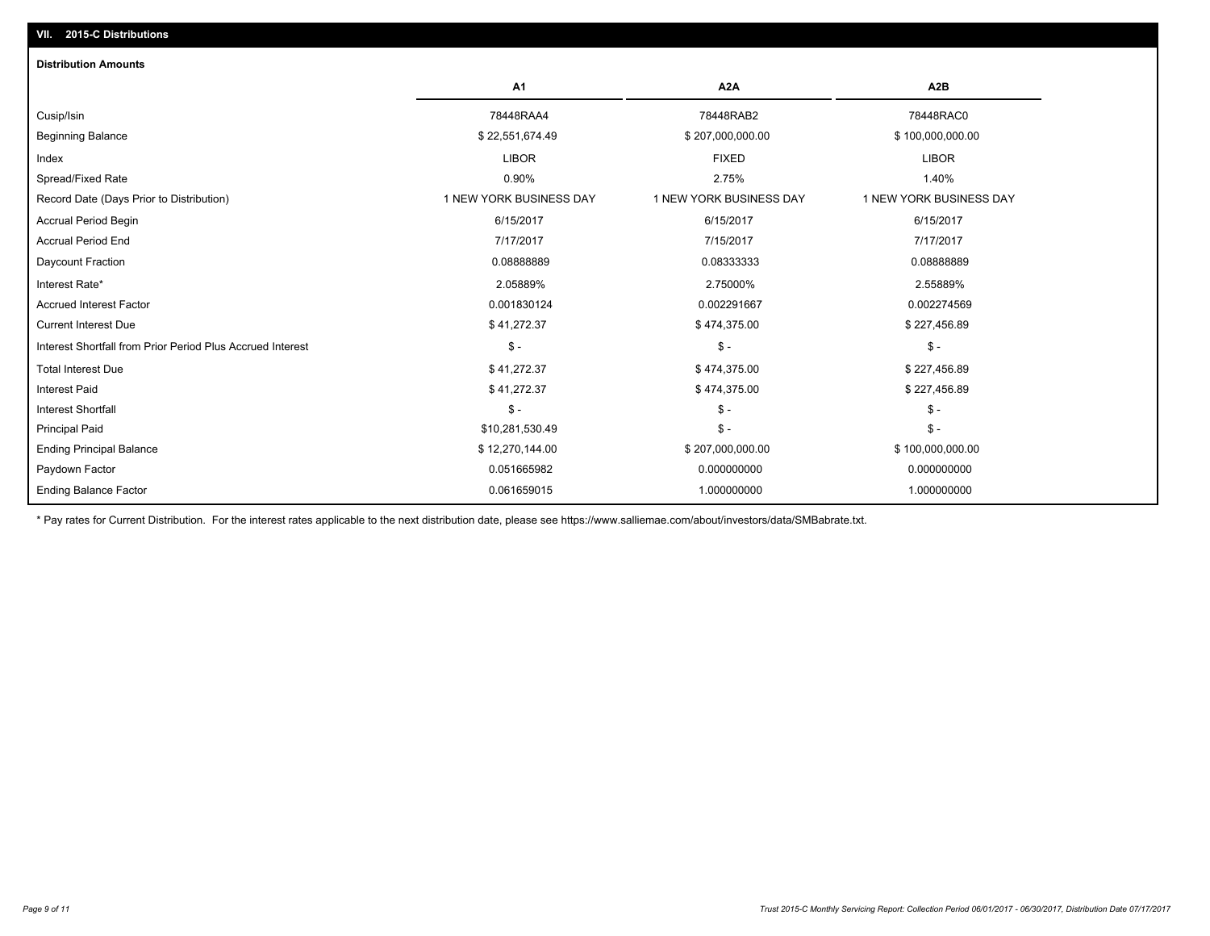## VII. 2015-C Distributions

### Distribution Amounts

| | A1 | A2A | A2B |
|---|---|---|---|
| Cusip/Isin | 78448RAA4 | 78448RAB2 | 78448RAC0 |
| Beginning Balance | $ 22,551,674.49 | $ 207,000,000.00 | $ 100,000,000.00 |
| Index | LIBOR | FIXED | LIBOR |
| Spread/Fixed Rate | 0.90% | 2.75% | 1.40% |
| Record Date (Days Prior to Distribution) | 1 NEW YORK BUSINESS DAY | 1 NEW YORK BUSINESS DAY | 1 NEW YORK BUSINESS DAY |
| Accrual Period Begin | 6/15/2017 | 6/15/2017 | 6/15/2017 |
| Accrual Period End | 7/17/2017 | 7/15/2017 | 7/17/2017 |
| Daycount Fraction | 0.08888889 | 0.08333333 | 0.08888889 |
| Interest Rate* | 2.05889% | 2.75000% | 2.55889% |
| Accrued Interest Factor | 0.001830124 | 0.002291667 | 0.002274569 |
| Current Interest Due | $ 41,272.37 | $ 474,375.00 | $ 227,456.89 |
| Interest Shortfall from Prior Period Plus Accrued Interest | $ - | $ - | $ - |
| Total Interest Due | $ 41,272.37 | $ 474,375.00 | $ 227,456.89 |
| Interest Paid | $ 41,272.37 | $ 474,375.00 | $ 227,456.89 |
| Interest Shortfall | $ - | $ - | $ - |
| Principal Paid | $10,281,530.49 | $ - | $ - |
| Ending Principal Balance | $ 12,270,144.00 | $ 207,000,000.00 | $ 100,000,000.00 |
| Paydown Factor | 0.051665982 | 0.000000000 | 0.000000000 |
| Ending Balance Factor | 0.061659015 | 1.000000000 | 1.000000000 |

* Pay rates for Current Distribution. For the interest rates applicable to the next distribution date, please see https://www.salliemae.com/about/investors/data/SMBabrate.txt.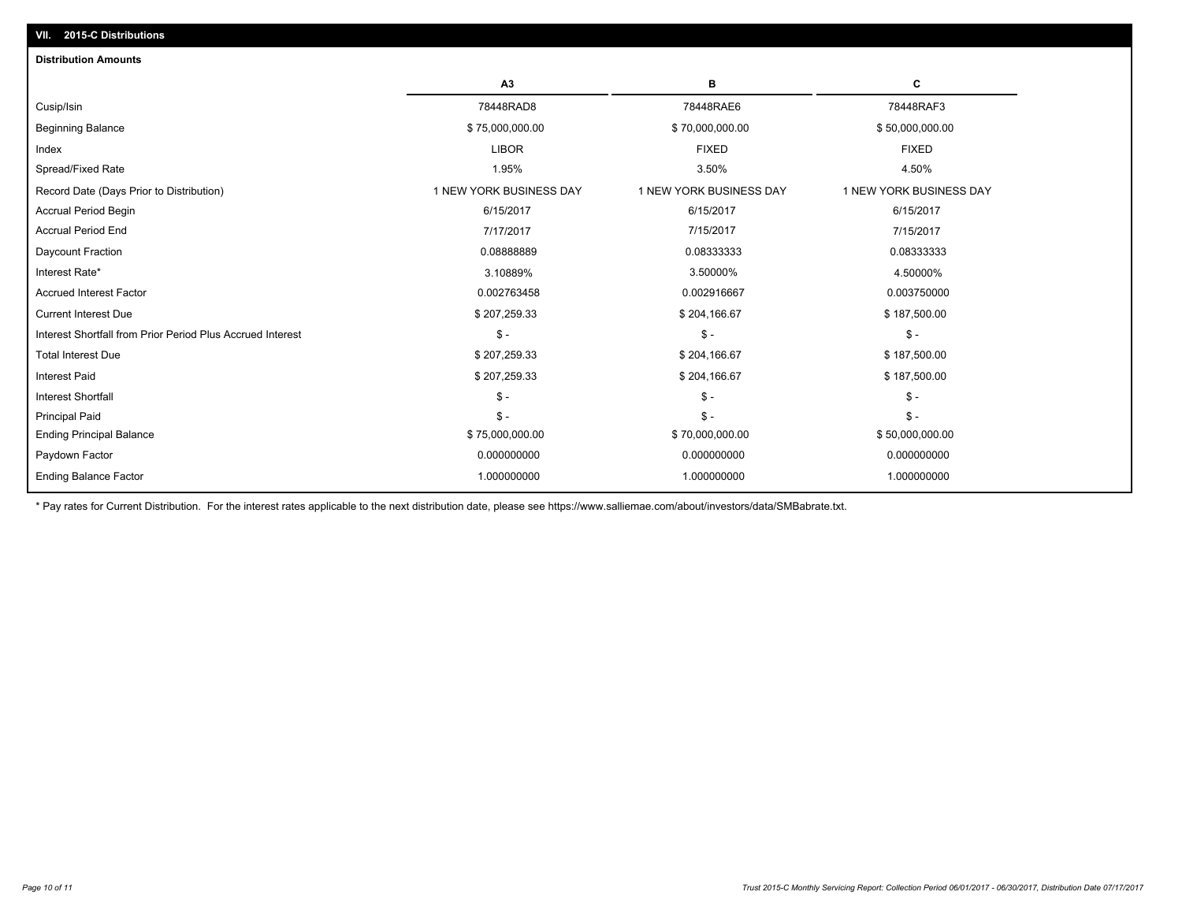## VII. 2015-C Distributions

**Distribution Amounts**

| | A3 | B | C |
|---|---|---|---|
| Cusip/Isin | 78448RAD8 | 78448RAE6 | 78448RAF3 |
| Beginning Balance | $ 75,000,000.00 | $ 70,000,000.00 | $ 50,000,000.00 |
| Index | LIBOR | FIXED | FIXED |
| Spread/Fixed Rate | 1.95% | 3.50% | 4.50% |
| Record Date (Days Prior to Distribution) | 1 NEW YORK BUSINESS DAY | 1 NEW YORK BUSINESS DAY | 1 NEW YORK BUSINESS DAY |
| Accrual Period Begin | 6/15/2017 | 6/15/2017 | 6/15/2017 |
| Accrual Period End | 7/17/2017 | 7/15/2017 | 7/15/2017 |
| Daycount Fraction | 0.08888889 | 0.08333333 | 0.08333333 |
| Interest Rate* | 3.10889% | 3.50000% | 4.50000% |
| Accrued Interest Factor | 0.002763458 | 0.002916667 | 0.003750000 |
| Current Interest Due | $ 207,259.33 | $ 204,166.67 | $ 187,500.00 |
| Interest Shortfall from Prior Period Plus Accrued Interest | $ - | $ - | $ - |
| Total Interest Due | $ 207,259.33 | $ 204,166.67 | $ 187,500.00 |
| Interest Paid | $ 207,259.33 | $ 204,166.67 | $ 187,500.00 |
| Interest Shortfall | $ - | $ - | $ - |
| Principal Paid | $ - | $ - | $ - |
| Ending Principal Balance | $ 75,000,000.00 | $ 70,000,000.00 | $ 50,000,000.00 |
| Paydown Factor | 0.000000000 | 0.000000000 | 0.000000000 |
| Ending Balance Factor | 1.000000000 | 1.000000000 | 1.000000000 |

* Pay rates for Current Distribution. For the interest rates applicable to the next distribution date, please see https://www.salliemae.com/about/investors/data/SMBabrate.txt.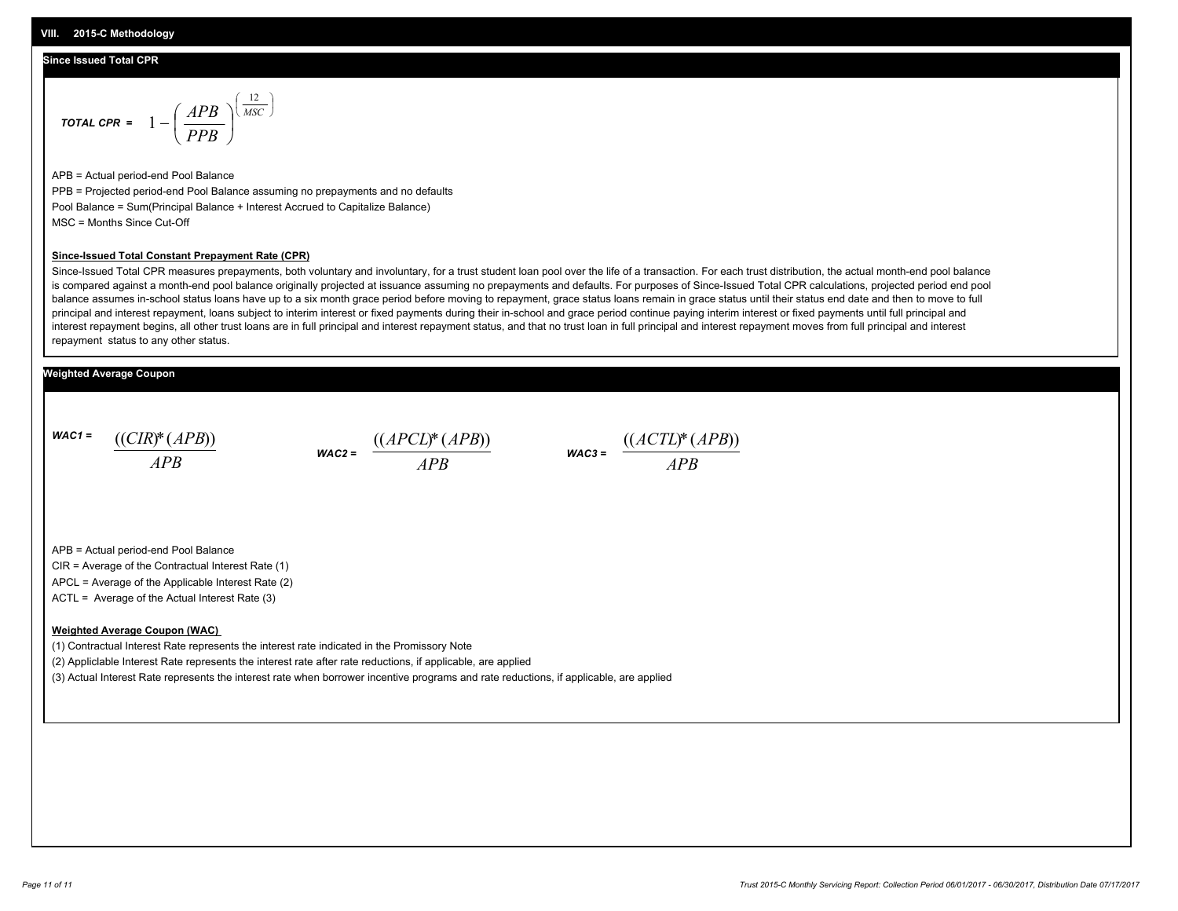## VIII. 2015-C Methodology

### Since Issued Total CPR

$$\textbf{TOTAL CPR} = 1 - \left(\frac{APB}{PPB}\right)^{\left(\frac{12}{MSC}\right)}$$

APB = Actual period-end Pool Balance

PPB = Projected period-end Pool Balance assuming no prepayments and no defaults

Pool Balance = Sum(Principal Balance + Interest Accrued to Capitalize Balance)

MSC = Months Since Cut-Off

**Since-Issued Total Constant Prepayment Rate (CPR)**

Since-Issued Total CPR measures prepayments, both voluntary and involuntary, for a trust student loan pool over the life of a transaction. For each trust distribution, the actual month-end pool balance is compared against a month-end pool balance originally projected at issuance assuming no prepayments and defaults. For purposes of Since-Issued Total CPR calculations, projected period end pool balance assumes in-school status loans have up to a six month grace period before moving to repayment, grace status loans remain in grace status until their status end date and then to move to full principal and interest repayment, loans subject to interim interest or fixed payments during their in-school and grace period continue paying interim interest or fixed payments until full principal and interest repayment begins, all other trust loans are in full principal and interest repayment status, and that no trust loan in full principal and interest repayment moves from full principal and interest repayment status to any other status.

### Weighted Average Coupon

$$\textbf{WAC1} = \frac{((CIR)^*(APB))}{APB} \qquad \textbf{WAC2} = \frac{((APCL)^*(APB))}{APB} \qquad \textbf{WAC3} = \frac{((ACTL)^*(APB))}{APB}$$

APB = Actual period-end Pool Balance

CIR = Average of the Contractual Interest Rate (1)

APCL = Average of the Applicable Interest Rate (2)

ACTL = Average of the Actual Interest Rate (3)

**Weighted Average Coupon (WAC)**

(1) Contractual Interest Rate represents the interest rate indicated in the Promissory Note

(2) Appliclable Interest Rate represents the interest rate after rate reductions, if applicable, are applied

(3) Actual Interest Rate represents the interest rate when borrower incentive programs and rate reductions, if applicable, are applied